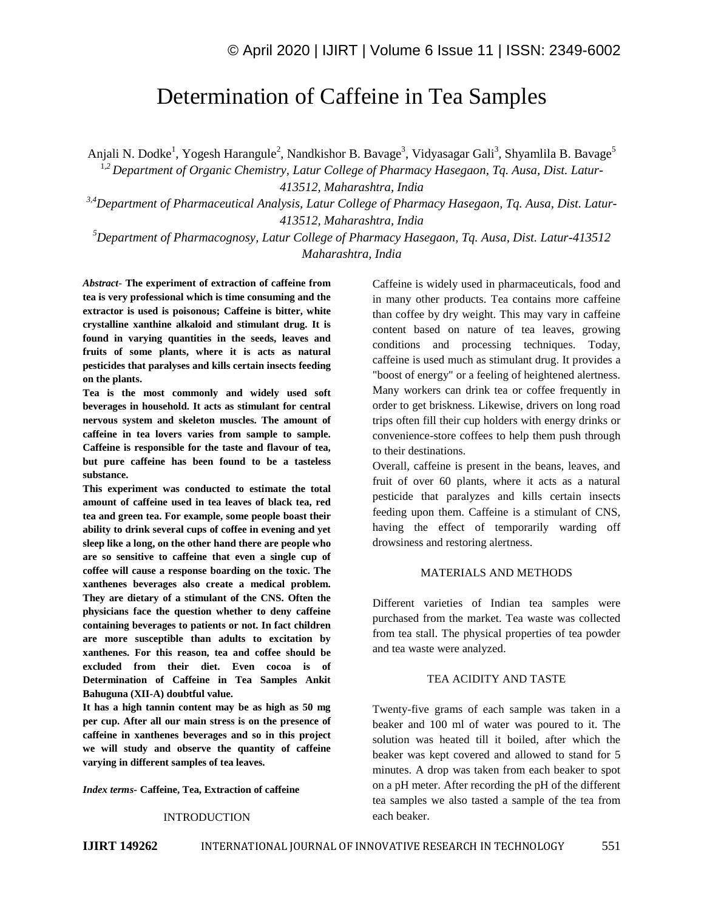# Determination of Caffeine in Tea Samples

Anjali N. Dodke[1], Yogesh Harangule[2], Nandkishor B. Bavage[3], Vidyasagar Gali[3], Shyamlila B. Bavage[5]

[1,2] *Department of Organic Chemistry, Latur College of Pharmacy Hasegaon, Tq. Ausa, Dist. Latur-413512, Maharashtra, India*

[3,4] *Department of Pharmaceutical Analysis, Latur College of Pharmacy Hasegaon, Tq. Ausa, Dist. Latur-413512, Maharashtra, India*

[5] *Department of Pharmacognosy, Latur College of Pharmacy Hasegaon, Tq. Ausa, Dist. Latur-413512 Maharashtra, India*

***Abstract-*** **The experiment of extraction of caffeine from tea is very professional which is time consuming and the extractor is used is poisonous; Caffeine is bitter, white crystalline xanthine alkaloid and stimulant drug. It is found in varying quantities in the seeds, leaves and fruits of some plants, where it is acts as natural pesticides that paralyses and kills certain insects feeding on the plants.**

**Tea is the most commonly and widely used soft beverages in household. It acts as stimulant for central nervous system and skeleton muscles. The amount of caffeine in tea lovers varies from sample to sample. Caffeine is responsible for the taste and flavour of tea, but pure caffeine has been found to be a tasteless substance.**

**This experiment was conducted to estimate the total amount of caffeine used in tea leaves of black tea, red tea and green tea. For example, some people boast their ability to drink several cups of coffee in evening and yet sleep like a long, on the other hand there are people who are so sensitive to caffeine that even a single cup of coffee will cause a response boarding on the toxic. The xanthenes beverages also create a medical problem. They are dietary of a stimulant of the CNS. Often the physicians face the question whether to deny caffeine containing beverages to patients or not. In fact children are more susceptible than adults to excitation by xanthenes. For this reason, tea and coffee should be excluded from their diet. Even cocoa is of Determination of Caffeine in Tea Samples Ankit Bahuguna (XII-A) doubtful value.**

**It has a high tannin content may be as high as 50 mg per cup. After all our main stress is on the presence of caffeine in xanthenes beverages and so in this project we will study and observe the quantity of caffeine varying in different samples of tea leaves.**

***Index terms-*** **Caffeine, Tea, Extraction of caffeine**

## INTRODUCTION

Caffeine is widely used in pharmaceuticals, food and in many other products. Tea contains more caffeine than coffee by dry weight. This may vary in caffeine content based on nature of tea leaves, growing conditions and processing techniques. Today, caffeine is used much as stimulant drug. It provides a "boost of energy" or a feeling of heightened alertness. Many workers can drink tea or coffee frequently in order to get briskness. Likewise, drivers on long road trips often fill their cup holders with energy drinks or convenience-store coffees to help them push through to their destinations.

Overall, caffeine is present in the beans, leaves, and fruit of over 60 plants, where it acts as a natural pesticide that paralyzes and kills certain insects feeding upon them. Caffeine is a stimulant of CNS, having the effect of temporarily warding off drowsiness and restoring alertness.

## MATERIALS AND METHODS

Different varieties of Indian tea samples were purchased from the market. Tea waste was collected from tea stall. The physical properties of tea powder and tea waste were analyzed.

## TEA ACIDITY AND TASTE

Twenty-five grams of each sample was taken in a beaker and 100 ml of water was poured to it. The solution was heated till it boiled, after which the beaker was kept covered and allowed to stand for 5 minutes. A drop was taken from each beaker to spot on a pH meter. After recording the pH of the different tea samples we also tasted a sample of the tea from each beaker.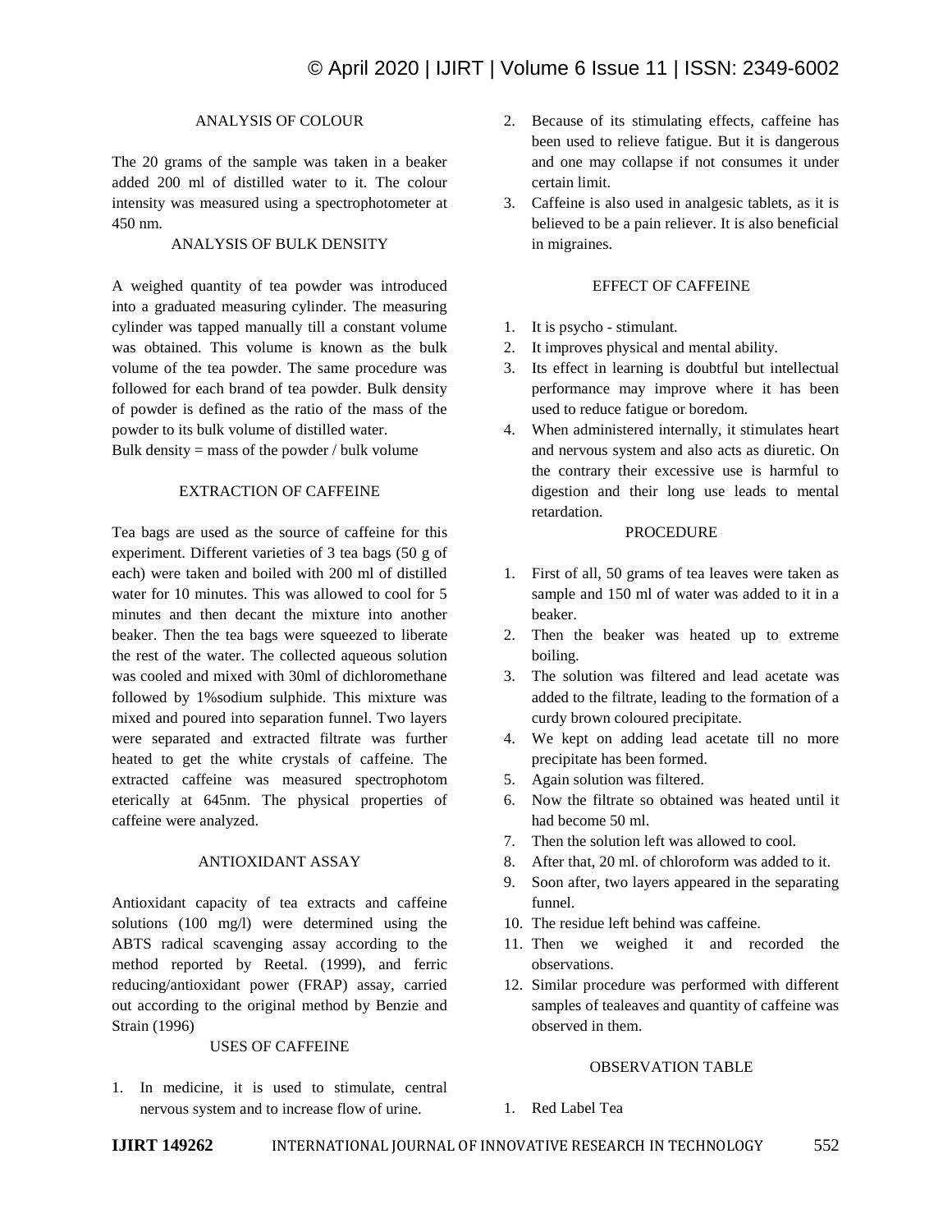## ANALYSIS OF COLOUR

The 20 grams of the sample was taken in a beaker added 200 ml of distilled water to it. The colour intensity was measured using a spectrophotometer at 450 nm.

## ANALYSIS OF BULK DENSITY

A weighed quantity of tea powder was introduced into a graduated measuring cylinder. The measuring cylinder was tapped manually till a constant volume was obtained. This volume is known as the bulk volume of the tea powder. The same procedure was followed for each brand of tea powder. Bulk density of powder is defined as the ratio of the mass of the powder to its bulk volume of distilled water.

Bulk density = mass of the powder / bulk volume

## EXTRACTION OF CAFFEINE

Tea bags are used as the source of caffeine for this experiment. Different varieties of 3 tea bags (50 g of each) were taken and boiled with 200 ml of distilled water for 10 minutes. This was allowed to cool for 5 minutes and then decant the mixture into another beaker. Then the tea bags were squeezed to liberate the rest of the water. The collected aqueous solution was cooled and mixed with 30ml of dichloromethane followed by 1%sodium sulphide. This mixture was mixed and poured into separation funnel. Two layers were separated and extracted filtrate was further heated to get the white crystals of caffeine. The extracted caffeine was measured spectrophotom etericaly at 645nm. The physical properties of caffeine were analyzed.

## ANTIOXIDANT ASSAY

Antioxidant capacity of tea extracts and caffeine solutions (100 mg/l) were determined using the ABTS radical scavenging assay according to the method reported by Reetal. (1999), and ferric reducing/antioxidant power (FRAP) assay, carried out according to the original method by Benzie and Strain (1996)

## USES OF CAFFEINE

1. In medicine, it is used to stimulate, central nervous system and to increase flow of urine.
2. Because of its stimulating effects, caffeine has been used to relieve fatigue. But it is dangerous and one may collapse if not consumes it under certain limit.
3. Caffeine is also used in analgesic tablets, as it is believed to be a pain reliever. It is also beneficial in migraines.

## EFFECT OF CAFFEINE

1. It is psycho - stimulant.
2. It improves physical and mental ability.
3. Its effect in learning is doubtful but intellectual performance may improve where it has been used to reduce fatigue or boredom.
4. When administered internally, it stimulates heart and nervous system and also acts as diuretic. On the contrary their excessive use is harmful to digestion and their long use leads to mental retardation.

## PROCEDURE

1. First of all, 50 grams of tea leaves were taken as sample and 150 ml of water was added to it in a beaker.
2. Then the beaker was heated up to extreme boiling.
3. The solution was filtered and lead acetate was added to the filtrate, leading to the formation of a curdy brown coloured precipitate.
4. We kept on adding lead acetate till no more precipitate has been formed.
5. Again solution was filtered.
6. Now the filtrate so obtained was heated until it had become 50 ml.
7. Then the solution left was allowed to cool.
8. After that, 20 ml. of chloroform was added to it.
9. Soon after, two layers appeared in the separating funnel.
10. The residue left behind was caffeine.
11. Then we weighed it and recorded the observations.
12. Similar procedure was performed with different samples of tealeaves and quantity of caffeine was observed in them.

## OBSERVATION TABLE

1. Red Label Tea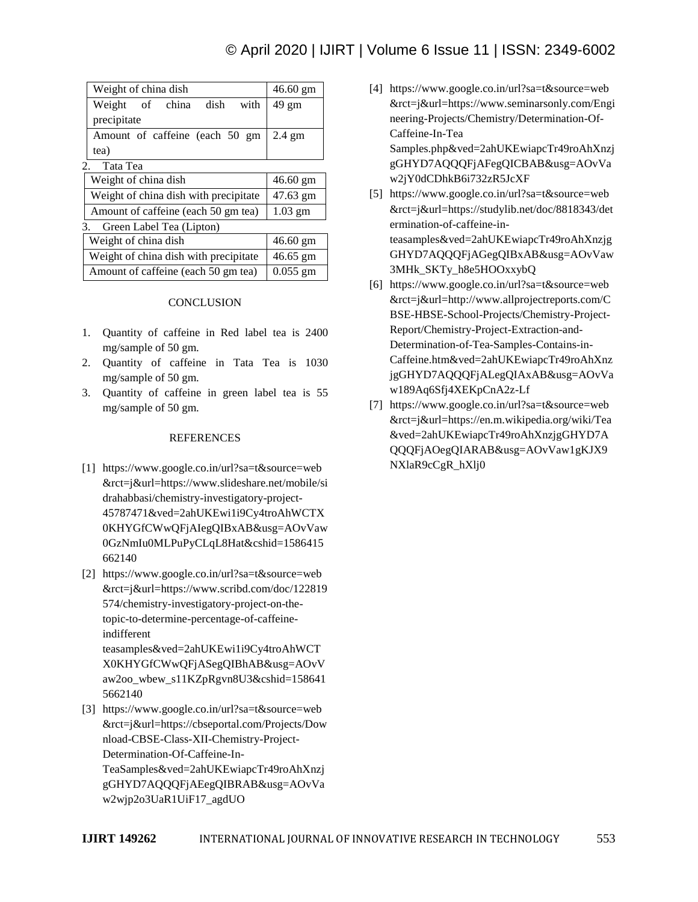| | |
|---|---|
| Weight of china dish | 46.60 gm |
| Weight of china dish with precipitate | 49 gm |
| Amount of caffeine (each 50 gm tea) | 2.4 gm |

2. Tata Tea

| | |
|---|---|
| Weight of china dish | 46.60 gm |
| Weight of china dish with precipitate | 47.63 gm |
| Amount of caffeine (each 50 gm tea) | 1.03 gm |

3. Green Label Tea (Lipton)

| | |
|---|---|
| Weight of china dish | 46.60 gm |
| Weight of china dish with precipitate | 46.65 gm |
| Amount of caffeine (each 50 gm tea) | 0.055 gm |

## CONCLUSION

1. Quantity of caffeine in Red label tea is 2400 mg/sample of 50 gm.
2. Quantity of caffeine in Tata Tea is 1030 mg/sample of 50 gm.
3. Quantity of caffeine in green label tea is 55 mg/sample of 50 gm.

## REFERENCES

[1] https://www.google.co.in/url?sa=t&source=web&rct=j&url=https://www.slideshare.net/mobile/sidrahabbasi/chemistry-investigatory-project-45787471&ved=2ahUKEwi1i9Cy4troAhWCTX0KHYGfCWwQFjAIegQIBxAB&usg=AOvVaw0GzNmIu0MLPuPyCLqL8Hat&cshid=1586415662140

[2] https://www.google.co.in/url?sa=t&source=web&rct=j&url=https://www.scribd.com/doc/122819574/chemistry-investigatory-project-on-the-topic-to-determine-percentage-of-caffeine-indifferent teasamples&ved=2ahUKEwi1i9Cy4troAhWCTX0KHYGfCWwQFjASegQIBhAB&usg=AOvVaw2oo_wbew_s11KZpRgvn8U3&cshid=1586415662140

[3] https://www.google.co.in/url?sa=t&source=web&rct=j&url=https://cbseportal.com/Projects/Download-CBSE-Class-XII-Chemistry-Project-Determination-Of-Caffeine-In-TeaSamples&ved=2ahUKEwiapcTr49roAhXnzjgGHYD7AQQQFjAEegQIBRAB&usg=AOvVaw2wjp2o3UaR1UiF17_agdUO

[4] https://www.google.co.in/url?sa=t&source=web&rct=j&url=https://www.seminarsonly.com/Engineering-Projects/Chemistry/Determination-Of-Caffeine-In-Tea Samples.php&ved=2ahUKEwiapcTr49roAhXnzjgGHYD7AQQQFjAFegQICBAB&usg=AOvVaw2jY0dCDhkB6i732zR5JcXF

[5] https://www.google.co.in/url?sa=t&source=web&rct=j&url=https://studylib.net/doc/8818343/determination-of-caffeine-in-teasamples&ved=2ahUKEwiapcTr49roAhXnzjgGHYD7AQQQFjAGegQIBxAB&usg=AOvVaw3MHk_SKTy_h8e5HOOxxybQ

[6] https://www.google.co.in/url?sa=t&source=web&rct=j&url=http://www.allprojectreports.com/CBSE-HBSE-School-Projects/Chemistry-Project-Report/Chemistry-Project-Extraction-and-Determination-of-Tea-Samples-Contains-in-Caffeine.htm&ved=2ahUKEwiapcTr49roAhXnzjgGHYD7AQQQFjALegQIAxAB&usg=AOvVaw189Aq6Sfj4XEKpCnA2z-Lf

[7] https://www.google.co.in/url?sa=t&source=web&rct=j&url=https://en.m.wikipedia.org/wiki/Tea&ved=2ahUKEwiapcTr49roAhXnzjgGHYD7AQQQFjAOegQIARAB&usg=AOvVaw1gKJX9NXlaR9cCgR_hXlj0